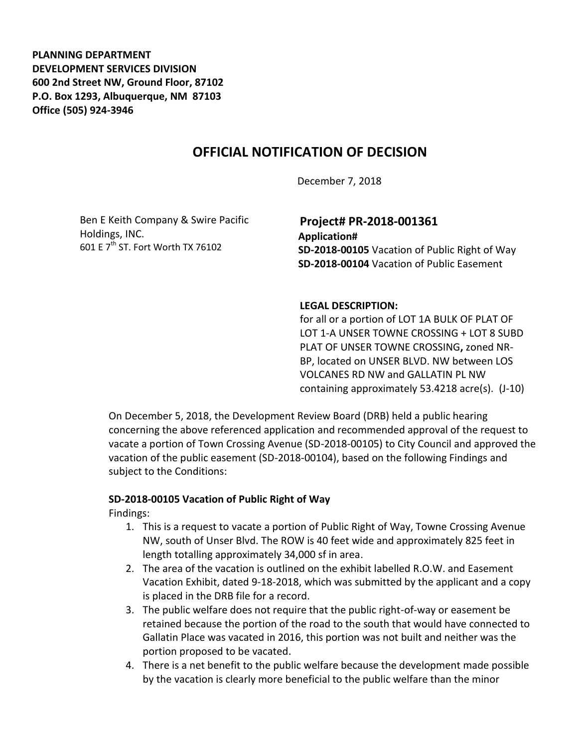**PLANNING DEPARTMENT**
**DEVELOPMENT SERVICES DIVISION**
**600 2nd Street NW, Ground Floor, 87102**
**P.O. Box 1293, Albuquerque, NM 87103**
**Office (505) 924-3946**

# OFFICIAL NOTIFICATION OF DECISION

December 7, 2018

Ben E Keith Company & Swire Pacific Holdings, INC.
601 E 7th ST. Fort Worth TX 76102

**Project# PR-2018-001361**
**Application#**
**SD-2018-00105** Vacation of Public Right of Way
**SD-2018-00104** Vacation of Public Easement

**LEGAL DESCRIPTION:**
for all or a portion of LOT 1A BULK OF PLAT OF LOT 1-A UNSER TOWNE CROSSING + LOT 8 SUBD PLAT OF UNSER TOWNE CROSSING**,** zoned NR-BP, located on UNSER BLVD. NW between LOS VOLCANES RD NW and GALLATIN PL NW containing approximately 53.4218 acre(s). (J-10)

On December 5, 2018, the Development Review Board (DRB) held a public hearing concerning the above referenced application and recommended approval of the request to vacate a portion of Town Crossing Avenue (SD-2018-00105) to City Council and approved the vacation of the public easement (SD-2018-00104), based on the following Findings and subject to the Conditions:

**SD-2018-00105 Vacation of Public Right of Way**

Findings:

1. This is a request to vacate a portion of Public Right of Way, Towne Crossing Avenue NW, south of Unser Blvd. The ROW is 40 feet wide and approximately 825 feet in length totalling approximately 34,000 sf in area.
2. The area of the vacation is outlined on the exhibit labelled R.O.W. and Easement Vacation Exhibit, dated 9-18-2018, which was submitted by the applicant and a copy is placed in the DRB file for a record.
3. The public welfare does not require that the public right-of-way or easement be retained because the portion of the road to the south that would have connected to Gallatin Place was vacated in 2016, this portion was not built and neither was the portion proposed to be vacated.
4. There is a net benefit to the public welfare because the development made possible by the vacation is clearly more beneficial to the public welfare than the minor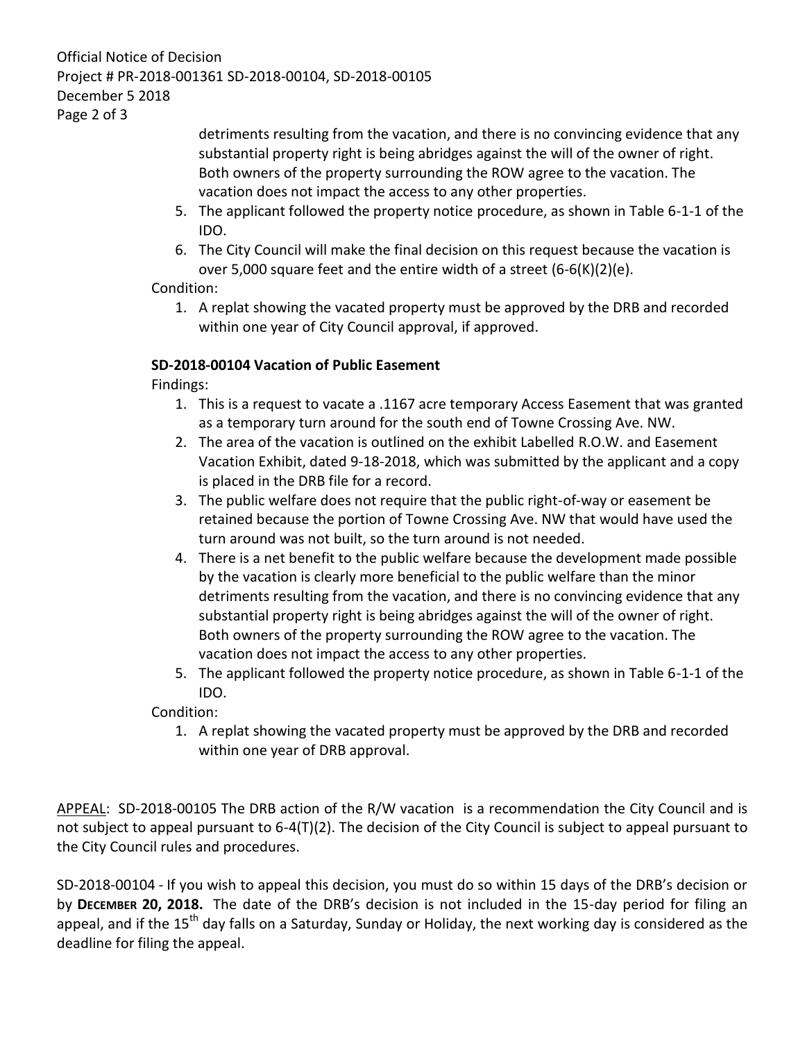detriments resulting from the vacation, and there is no convincing evidence that any substantial property right is being abridges against the will of the owner of right. Both owners of the property surrounding the ROW agree to the vacation. The vacation does not impact the access to any other properties.

5. The applicant followed the property notice procedure, as shown in Table 6-1-1 of the IDO.
6. The City Council will make the final decision on this request because the vacation is over 5,000 square feet and the entire width of a street (6-6(K)(2)(e).

Condition:

1. A replat showing the vacated property must be approved by the DRB and recorded within one year of City Council approval, if approved.

**SD-2018-00104 Vacation of Public Easement**

Findings:

1. This is a request to vacate a .1167 acre temporary Access Easement that was granted as a temporary turn around for the south end of Towne Crossing Ave. NW.
2. The area of the vacation is outlined on the exhibit Labelled R.O.W. and Easement Vacation Exhibit, dated 9-18-2018, which was submitted by the applicant and a copy is placed in the DRB file for a record.
3. The public welfare does not require that the public right-of-way or easement be retained because the portion of Towne Crossing Ave. NW that would have used the turn around was not built, so the turn around is not needed.
4. There is a net benefit to the public welfare because the development made possible by the vacation is clearly more beneficial to the public welfare than the minor detriments resulting from the vacation, and there is no convincing evidence that any substantial property right is being abridges against the will of the owner of right. Both owners of the property surrounding the ROW agree to the vacation. The vacation does not impact the access to any other properties.
5. The applicant followed the property notice procedure, as shown in Table 6-1-1 of the IDO.

Condition:

1. A replat showing the vacated property must be approved by the DRB and recorded within one year of DRB approval.

APPEAL: SD-2018-00105 The DRB action of the R/W vacation is a recommendation the City Council and is not subject to appeal pursuant to 6-4(T)(2). The decision of the City Council is subject to appeal pursuant to the City Council rules and procedures.

SD-2018-00104 - If you wish to appeal this decision, you must do so within 15 days of the DRB's decision or by **DECEMBER 20, 2018.** The date of the DRB's decision is not included in the 15-day period for filing an appeal, and if the 15th day falls on a Saturday, Sunday or Holiday, the next working day is considered as the deadline for filing the appeal.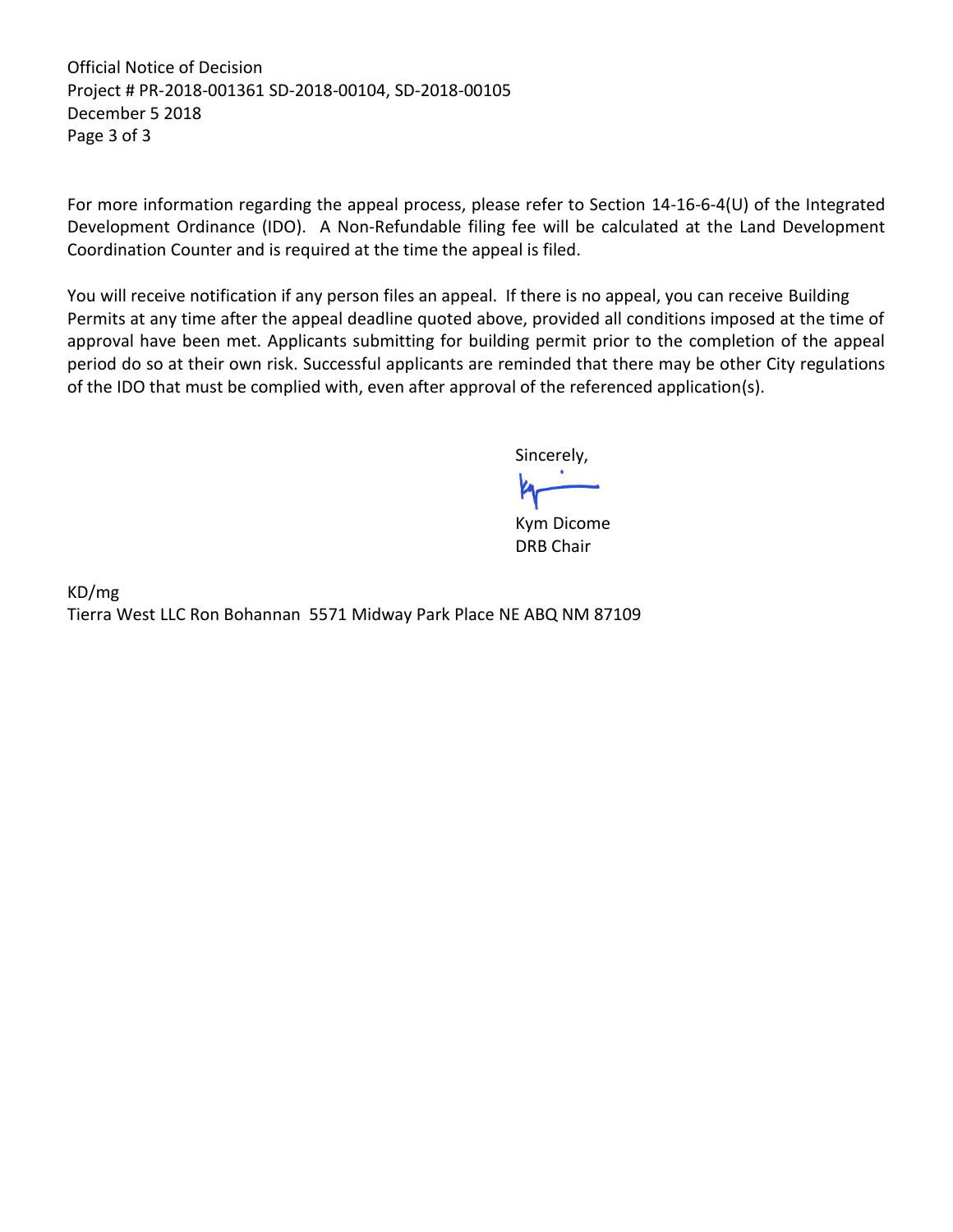For more information regarding the appeal process, please refer to Section 14-16-6-4(U) of the Integrated Development Ordinance (IDO). A Non-Refundable filing fee will be calculated at the Land Development Coordination Counter and is required at the time the appeal is filed.

You will receive notification if any person files an appeal. If there is no appeal, you can receive Building Permits at any time after the appeal deadline quoted above, provided all conditions imposed at the time of approval have been met. Applicants submitting for building permit prior to the completion of the appeal period do so at their own risk. Successful applicants are reminded that there may be other City regulations of the IDO that must be complied with, even after approval of the referenced application(s).

Sincerely,

Kym Dicome
DRB Chair

KD/mg
Tierra West LLC Ron Bohannan 5571 Midway Park Place NE ABQ NM 87109